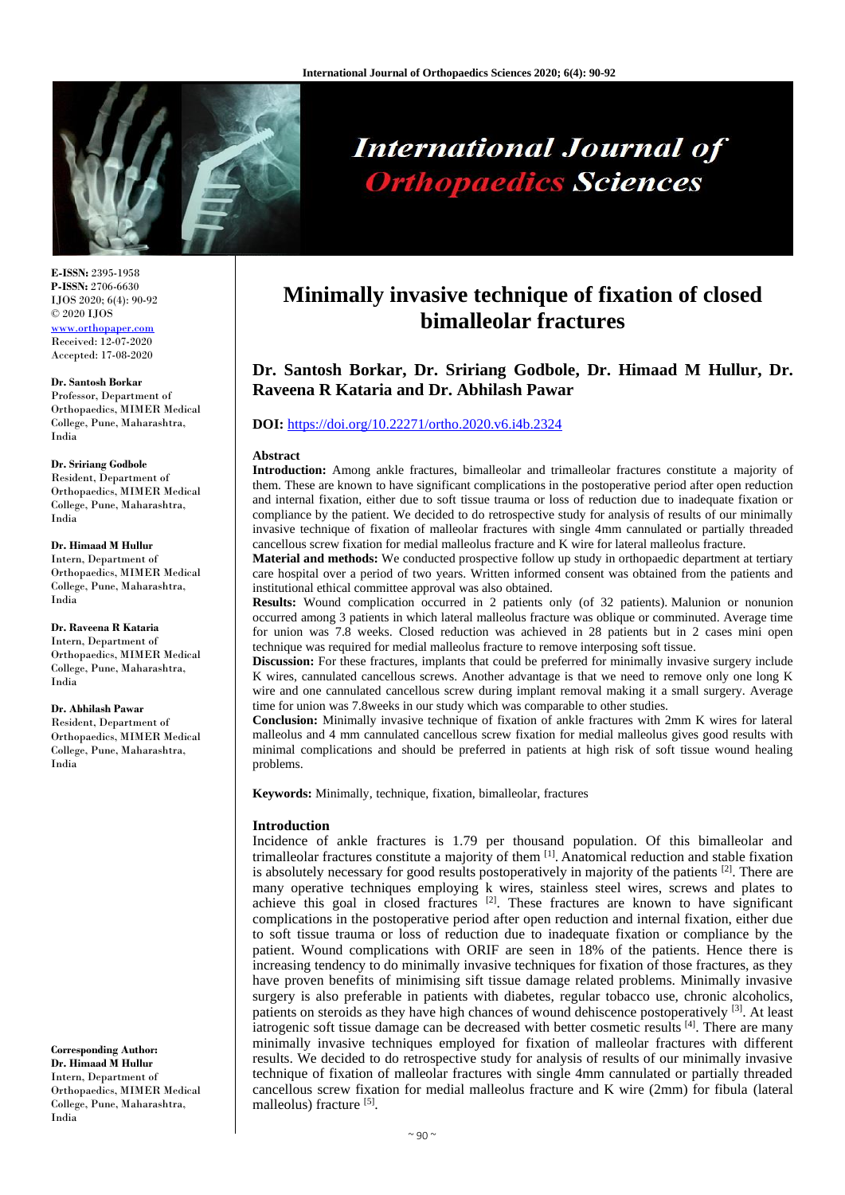# Minimally invasive technique of fixation of closed bimalleolar fractures

**Dr. Santosh Borkar, Dr. Sriang Godbole, Dr. Himaad M Hullur, Dr. Raveena R Kataria and Dr. Abhilash Pawar**

**DOI:** https://doi.org/10.22271/ortho.2020.v6.i4b.2324

**E-ISSN:** 2395-1958
**P-ISSN:** 2706-6630
IJOS 2020; 6(4): 90-92
© 2020 IJOS
www.orthopaper.com
Received: 12-07-2020
Accepted: 17-08-2020

**Dr. Santosh Borkar**
Professor, Department of Orthopaedics, MIMER Medical College, Pune, Maharashtra, India

**Dr. Sriang Godbole**
Resident, Department of Orthopaedics, MIMER Medical College, Pune, Maharashtra, India

**Dr. Himaad M Hullur**
Intern, Department of Orthopaedics, MIMER Medical College, Pune, Maharashtra, India

**Dr. Raveena R Kataria**
Intern, Department of Orthopaedics, MIMER Medical College, Pune, Maharashtra, India

**Dr. Abhilash Pawar**
Resident, Department of Orthopaedics, MIMER Medical College, Pune, Maharashtra, India

**Corresponding Author:**
**Dr. Himaad M Hullur**
Intern, Department of Orthopaedics, MIMER Medical College, Pune, Maharashtra, India

## Abstract

**Introduction:** Among ankle fractures, bimalleolar and trimalleolar fractures constitute a majority of them. These are known to have significant complications in the postoperative period after open reduction and internal fixation, either due to soft tissue trauma or loss of reduction due to inadequate fixation or compliance by the patient. We decided to do retrospective study for analysis of results of our minimally invasive technique of fixation of malleolar fractures with single 4mm cannulated or partially threaded cancellous screw fixation for medial malleolus fracture and K wire for lateral malleolus fracture.

**Material and methods:** We conducted prospective follow up study in orthopaedic department at tertiary care hospital over a period of two years. Written informed consent was obtained from the patients and institutional ethical committee approval was also obtained.

**Results:** Wound complication occurred in 2 patients only (of 32 patients). Malunion or nonunion occurred among 3 patients in which lateral malleolus fracture was oblique or comminuted. Average time for union was 7.8 weeks. Closed reduction was achieved in 28 patients but in 2 cases mini open technique was required for medial malleolus fracture to remove interposing soft tissue.

**Discussion:** For these fractures, implants that could be preferred for minimally invasive surgery include K wires, cannulated cancellous screws. Another advantage is that we need to remove only one long K wire and one cannulated cancellous screw during implant removal making it a small surgery. Average time for union was 7.8weeks in our study which was comparable to other studies.

**Conclusion:** Minimally invasive technique of fixation of ankle fractures with 2mm K wires for lateral malleolus and 4 mm cannulated cancellous screw fixation for medial malleolus gives good results with minimal complications and should be preferred in patients at high risk of soft tissue wound healing problems.

**Keywords:** Minimally, technique, fixation, bimalleolar, fractures

## Introduction

Incidence of ankle fractures is 1.79 per thousand population. Of this bimalleolar and trimalleolar fractures constitute a majority of them [1]. Anatomical reduction and stable fixation is absolutely necessary for good results postoperatively in majority of the patients [2]. There are many operative techniques employing k wires, stainless steel wires, screws and plates to achieve this goal in closed fractures [2]. These fractures are known to have significant complications in the postoperative period after open reduction and internal fixation, either due to soft tissue trauma or loss of reduction due to inadequate fixation or compliance by the patient. Wound complications with ORIF are seen in 18% of the patients. Hence there is increasing tendency to do minimally invasive techniques for fixation of those fractures, as they have proven benefits of minimising sift tissue damage related problems. Minimally invasive surgery is also preferable in patients with diabetes, regular tobacco use, chronic alcoholics, patients on steroids as they have high chances of wound dehiscence postoperatively [3]. At least iatrogenic soft tissue damage can be decreased with better cosmetic results [4]. There are many minimally invasive techniques employed for fixation of malleolar fractures with different results. We decided to do retrospective study for analysis of results of our minimally invasive technique of fixation of malleolar fractures with single 4mm cannulated or partially threaded cancellous screw fixation for medial malleolus fracture and K wire (2mm) for fibula (lateral malleolus) fracture [5].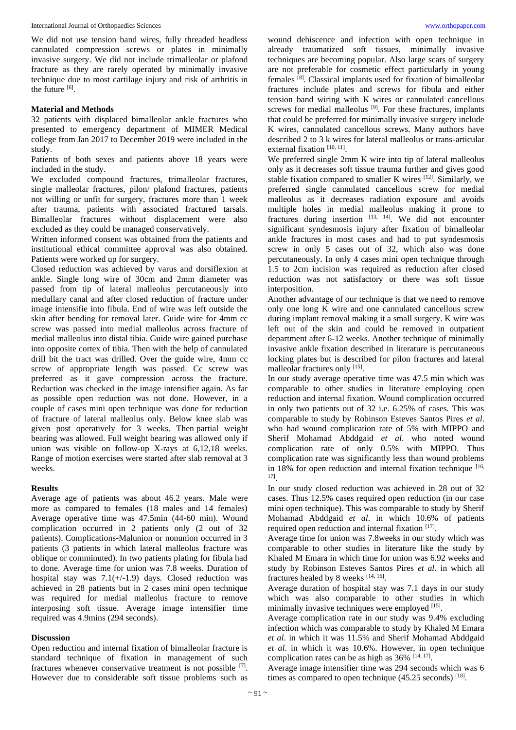We did not use tension band wires, fully threaded headless cannulated compression screws or plates in minimally invasive surgery. We did not include trimalleolar or plafond fracture as they are rarely operated by minimally invasive technique due to most cartilage injury and risk of arthritis in the future [6].

## Material and Methods

32 patients with displaced bimalleolar ankle fractures who presented to emergency department of MIMER Medical college from Jan 2017 to December 2019 were included in the study.

Patients of both sexes and patients above 18 years were included in the study.

We excluded compound fractures, trimalleolar fractures, single malleolar fractures, pilon/ plafond fractures, patients not willing or unfit for surgery, fractures more than 1 week after trauma, patients with associated fractured tarsals. Bimalleolar fractures without displacement were also excluded as they could be managed conservatively.

Written informed consent was obtained from the patients and institutional ethical committee approval was also obtained. Patients were worked up for surgery.

Closed reduction was achieved by varus and dorsiflexion at ankle. Single long wire of 30cm and 2mm diameter was passed from tip of lateral malleolus percutaneously into medullary canal and after closed reduction of fracture under image intensifie into fibula. End of wire was left outside the skin after bending for removal later. Guide wire for 4mm cc screw was passed into medial malleolus across fracture of medial malleolus into distal tibia. Guide wire gained purchase into opposite cortex of tibia. Then with the help of cannulated drill bit the tract was drilled. Over the guide wire, 4mm cc screw of appropriate length was passed. Cc screw was preferred as it gave compression across the fracture. Reduction was checked in the image intensifier again. As far as possible open reduction was not done. However, in a couple of cases mini open technique was done for reduction of fracture of lateral malleolus only. Below knee slab was given post operatively for 3 weeks. Then partial weight bearing was allowed. Full weight bearing was allowed only if union was visible on follow-up X-rays at 6,12,18 weeks. Range of motion exercises were started after slab removal at 3 weeks.

## Results

Average age of patients was about 46.2 years. Male were more as compared to females (18 males and 14 females) Average operative time was 47.5min (44-60 min). Wound complication occurred in 2 patients only (2 out of 32 patients). Complications-Malunion or nonunion occurred in 3 patients (3 patients in which lateral malleolus fracture was oblique or comminuted). In two patients plating for fibula had to done. Average time for union was 7.8 weeks. Duration of hospital stay was 7.1(+/-1.9) days. Closed reduction was achieved in 28 patients but in 2 cases mini open technique was required for medial malleolus fracture to remove interposing soft tissue. Average image intensifier time required was 4.9mins (294 seconds).

## Discussion

Open reduction and internal fixation of bimalleolar fracture is standard technique of fixation in management of such fractures whenever conservative treatment is not possible [7]. However due to considerable soft tissue problems such as wound dehiscence and infection with open technique in already traumatized soft tissues, minimally invasive techniques are becoming popular. Also large scars of surgery are not preferable for cosmetic effect particularly in young females [8]. Classical implants used for fixation of bimalleolar fractures include plates and screws for fibula and either tension band wiring with K wires or cannulated cancellous screws for medial malleolus [9]. For these fractures, implants that could be preferred for minimally invasive surgery include K wires, cannulated cancellous screws. Many authors have described 2 to 3 k wires for lateral malleolus or trans-articular external fixation [10, 11].

We preferred single 2mm K wire into tip of lateral malleolus only as it decreases soft tissue trauma further and gives good stable fixation compared to smaller K wires [12]. Similarly, we preferred single cannulated cancellous screw for medial malleolus as it decreases radiation exposure and avoids multiple holes in medial malleolus making it prone to fractures during insertion [13, 14]. We did not encounter significant syndesmosis injury after fixation of bimalleolar ankle fractures in most cases and had to put syndesmosis screw in only 5 cases out of 32, which also was done percutaneously. In only 4 cases mini open technique through 1.5 to 2cm incision was required as reduction after closed reduction was not satisfactory or there was soft tissue interposition.

Another advantage of our technique is that we need to remove only one long K wire and one cannulated cancellous screw during implant removal making it a small surgery. K wire was left out of the skin and could be removed in outpatient department after 6-12 weeks. Another technique of minimally invasive ankle fixation described in literature is percutaneous locking plates but is described for pilon fractures and lateral malleolar fractures only [15].

In our study average operative time was 47.5 min which was comparable to other studies in literature employing open reduction and internal fixation. Wound complication occurred in only two patients out of 32 i.e. 6.25% of cases. This was comparable to study by Robinson Esteves Santos Pires *et al*. who had wound complication rate of 5% with MIPPO and Sherif Mohamad Abddgaid *et al*. who noted wound complication rate of only 0.5% with MIPPO. Thus complication rate was significantly less than wound problems in 18% for open reduction and internal fixation technique [16, 17].

In our study closed reduction was achieved in 28 out of 32 cases. Thus 12.5% cases required open reduction (in our case mini open technique). This was comparable to study by Sherif Mohamad Abddgaid *et al*. in which 10.6% of patients required open reduction and internal fixation [17].

Average time for union was 7.8weeks in our study which was comparable to other studies in literature like the study by Khaled M Emara in which time for union was 6.92 weeks and study by Robinson Esteves Santos Pires *et al*. in which all fractures healed by 8 weeks [14, 16].

Average duration of hospital stay was 7.1 days in our study which was also comparable to other studies in which minimally invasive techniques were employed [15].

Average complication rate in our study was 9.4% excluding infection which was comparable to study by Khaled M Emara *et al*. in which it was 11.5% and Sherif Mohamad Abddgaid *et al*. in which it was 10.6%. However, in open technique complication rates can be as high as 36% [14, 17].

Average image intensifier time was 294 seconds which was 6 times as compared to open technique (45.25 seconds) [18].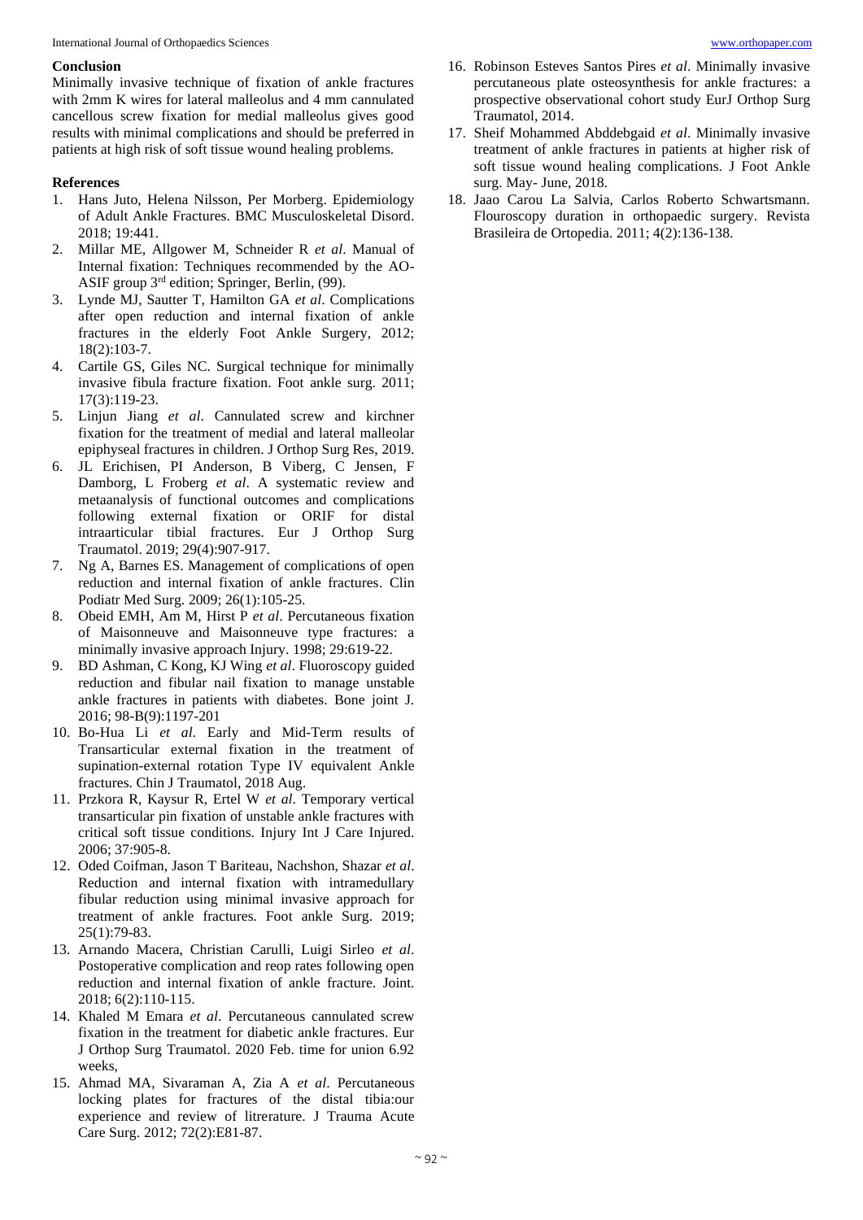## Conclusion

Minimally invasive technique of fixation of ankle fractures with 2mm K wires for lateral malleolus and 4 mm cannulated cancellous screw fixation for medial malleolus gives good results with minimal complications and should be preferred in patients at high risk of soft tissue wound healing problems.

## References

1. Hans Juto, Helena Nilsson, Per Morberg. Epidemiology of Adult Ankle Fractures. BMC Musculoskeletal Disord. 2018; 19:441.
2. Millar ME, Allgower M, Schneider R *et al*. Manual of Internal fixation: Techniques recommended by the AO-ASIF group 3rd edition; Springer, Berlin, (99).
3. Lynde MJ, Sautter T, Hamilton GA *et al*. Complications after open reduction and internal fixation of ankle fractures in the elderly Foot Ankle Surgery, 2012; 18(2):103-7.
4. Cartile GS, Giles NC. Surgical technique for minimally invasive fibula fracture fixation. Foot ankle surg. 2011; 17(3):119-23.
5. Linjun Jiang *et al*. Cannulated screw and kirchner fixation for the treatment of medial and lateral malleolar epiphyseal fractures in children. J Orthop Surg Res, 2019.
6. JL Erichisen, PI Anderson, B Viberg, C Jensen, F Damborg, L Froberg *et al*. A systematic review and metaanalysis of functional outcomes and complications following external fixation or ORIF for distal intraarticular tibial fractures. Eur J Orthop Surg Traumatol. 2019; 29(4):907-917.
7. Ng A, Barnes ES. Management of complications of open reduction and internal fixation of ankle fractures. Clin Podiatr Med Surg. 2009; 26(1):105-25.
8. Obeid EMH, Am M, Hirst P *et al*. Percutaneous fixation of Maisonneuve and Maisonneuve type fractures: a minimally invasive approach Injury. 1998; 29:619-22.
9. BD Ashman, C Kong, KJ Wing *et al*. Fluoroscopy guided reduction and fibular nail fixation to manage unstable ankle fractures in patients with diabetes. Bone joint J. 2016; 98-B(9):1197-201
10. Bo-Hua Li *et al*. Early and Mid-Term results of Transarticular external fixation in the treatment of supination-external rotation Type IV equivalent Ankle fractures. Chin J Traumatol, 2018 Aug.
11. Przkora R, Kaysur R, Ertel W *et al*. Temporary vertical transarticular pin fixation of unstable ankle fractures with critical soft tissue conditions. Injury Int J Care Injured. 2006; 37:905-8.
12. Oded Coifman, Jason T Bariteau, Nachshon, Shazar *et al*. Reduction and internal fixation with intramedullary fibular reduction using minimal invasive approach for treatment of ankle fractures. Foot ankle Surg. 2019; 25(1):79-83.
13. Arnando Macera, Christian Carulli, Luigi Sirleo *et al*. Postoperative complication and reop rates following open reduction and internal fixation of ankle fracture. Joint. 2018; 6(2):110-115.
14. Khaled M Emara *et al*. Percutaneous cannulated screw fixation in the treatment for diabetic ankle fractures. Eur J Orthop Surg Traumatol. 2020 Feb. time for union 6.92 weeks,
15. Ahmad MA, Sivaraman A, Zia A *et al*. Percutaneous locking plates for fractures of the distal tibia:our experience and review of litrerature. J Trauma Acute Care Surg. 2012; 72(2):E81-87.
16. Robinson Esteves Santos Pires *et al*. Minimally invasive percutaneous plate osteosynthesis for ankle fractures: a prospective observational cohort study EurJ Orthop Surg Traumatol, 2014.
17. Sheif Mohammed Abddebgaid *et al*. Minimally invasive treatment of ankle fractures in patients at higher risk of soft tissue wound healing complications. J Foot Ankle surg. May- June, 2018.
18. Jaao Carou La Salvia, Carlos Roberto Schwartsmann. Flouroscopy duration in orthopaedic surgery. Revista Brasileira de Ortopedia. 2011; 4(2):136-138.